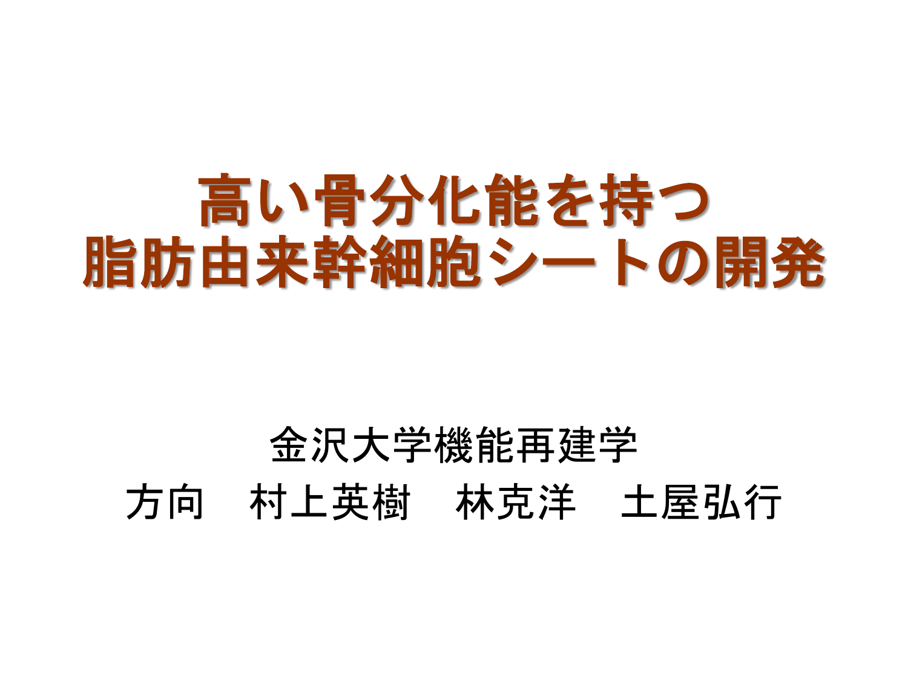# 高い骨分化能を持つ
# 脂肪由来幹細胞シートの開発

金沢大学機能再建学

方向　村上英樹　林克洋　土屋弘行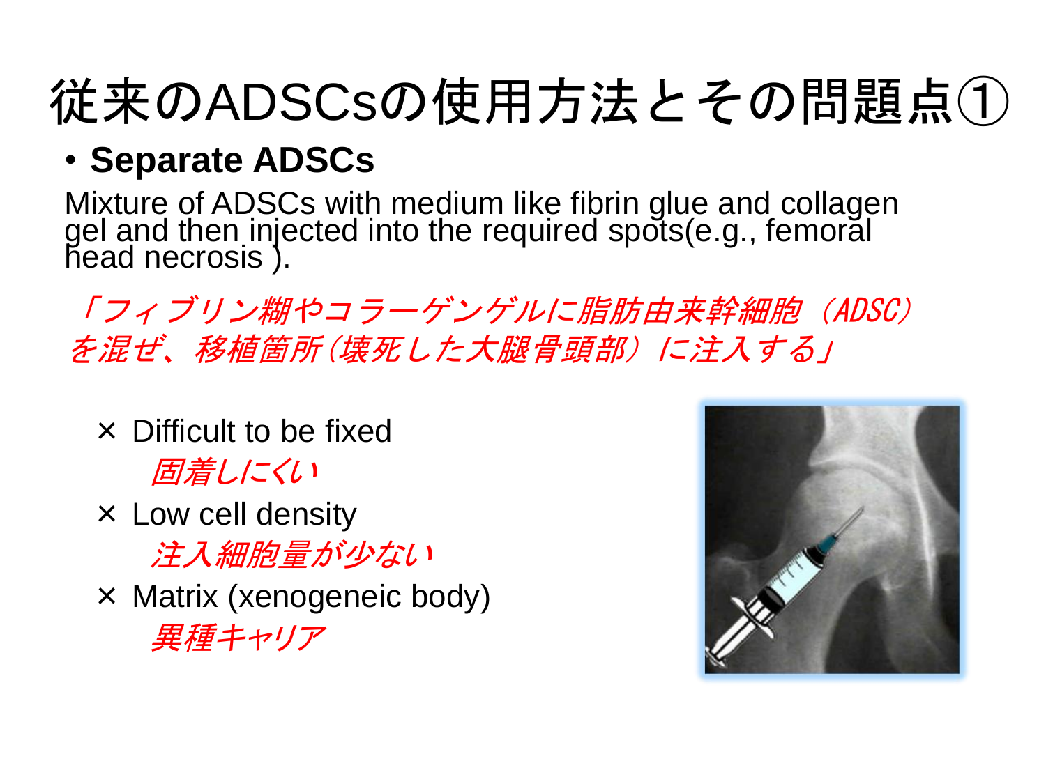# 従来のADSCsの使用方法とその問題点①

- **Separate ADSCs**

Mixture of ADSCs with medium like fibrin glue and collagen gel and then injected into the required spots(e.g., femoral head necrosis ).

*「フィブリン糊やコラーゲンゲルに脂肪由来幹細胞（ADSC）を混ぜ、移植箇所（壊死した大腿骨頭部）に注入する」*

× Difficult to be fixed
*固着しにくい*

× Low cell density
*注入細胞量が少ない*

× Matrix (xenogeneic body)
*異種キャリア*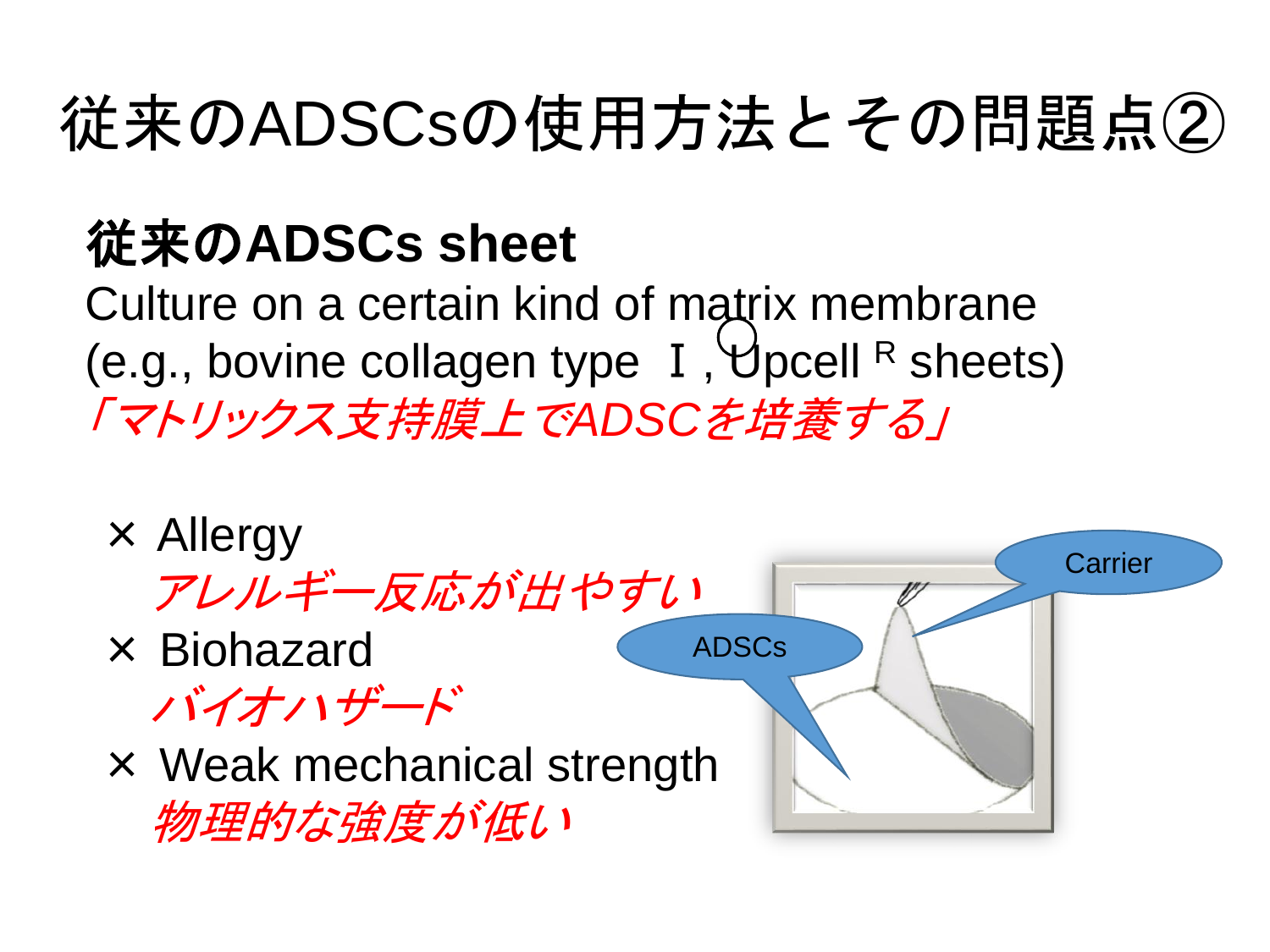# 従来のADSCsの使用方法とその問題点②

**従来のADSCs sheet**

Culture on a certain kind of matrix membrane (e.g., bovine collagen type Ⅰ, Upcell ® sheets)

*「マトリックス支持膜上でADSCを培養する」*

- × Allergy
  *アレルギー反応が出やすい*
- × Biohazard
  *バイオハザード*
- × Weak mechanical strength
  *物理的な強度が低い*

ADSCs

Carrier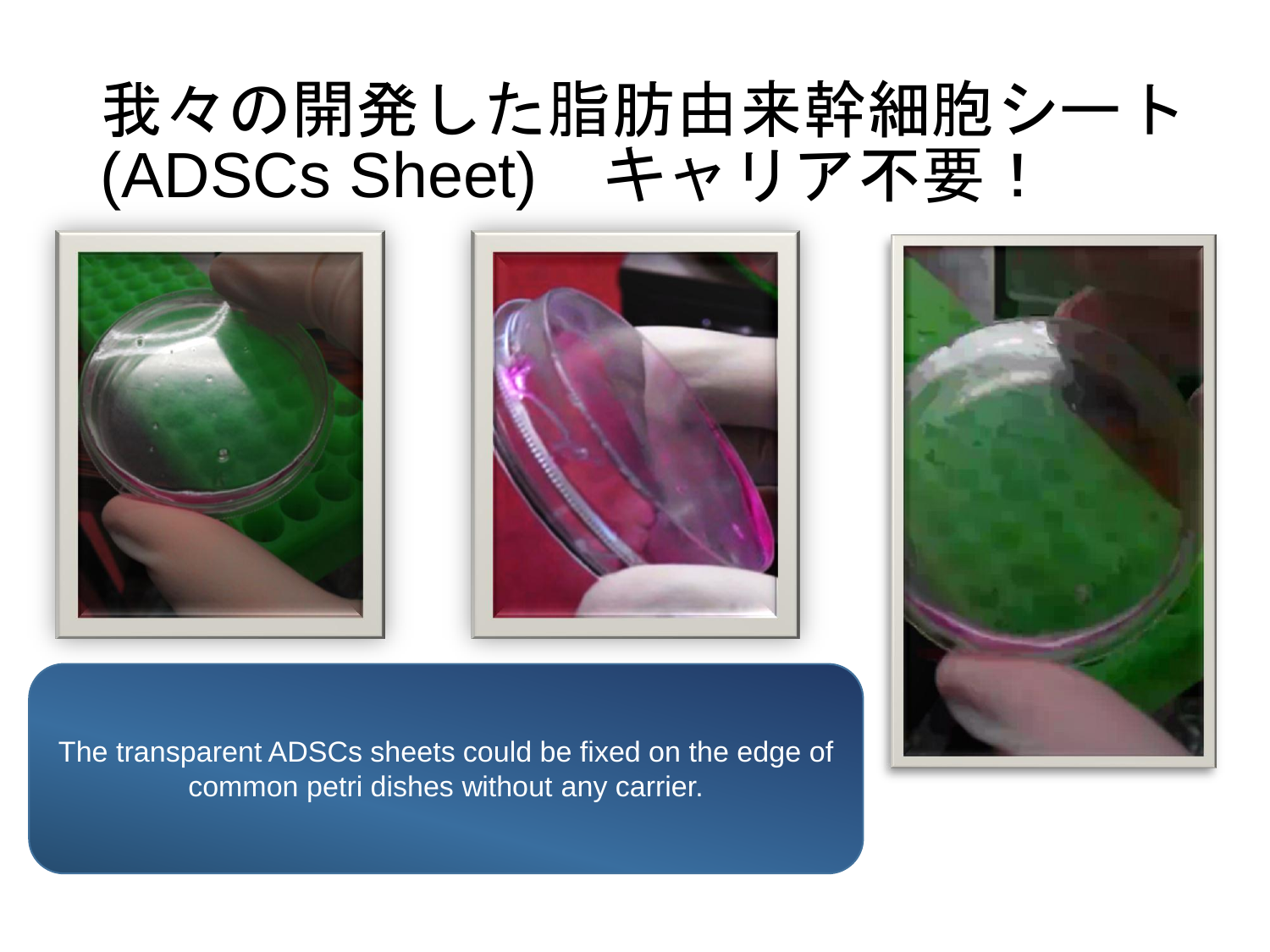# 我々の開発した脂肪由来幹細胞シート (ADSCs Sheet)　キャリア不要！

The transparent ADSCs sheets could be fixed on the edge of common petri dishes without any carrier.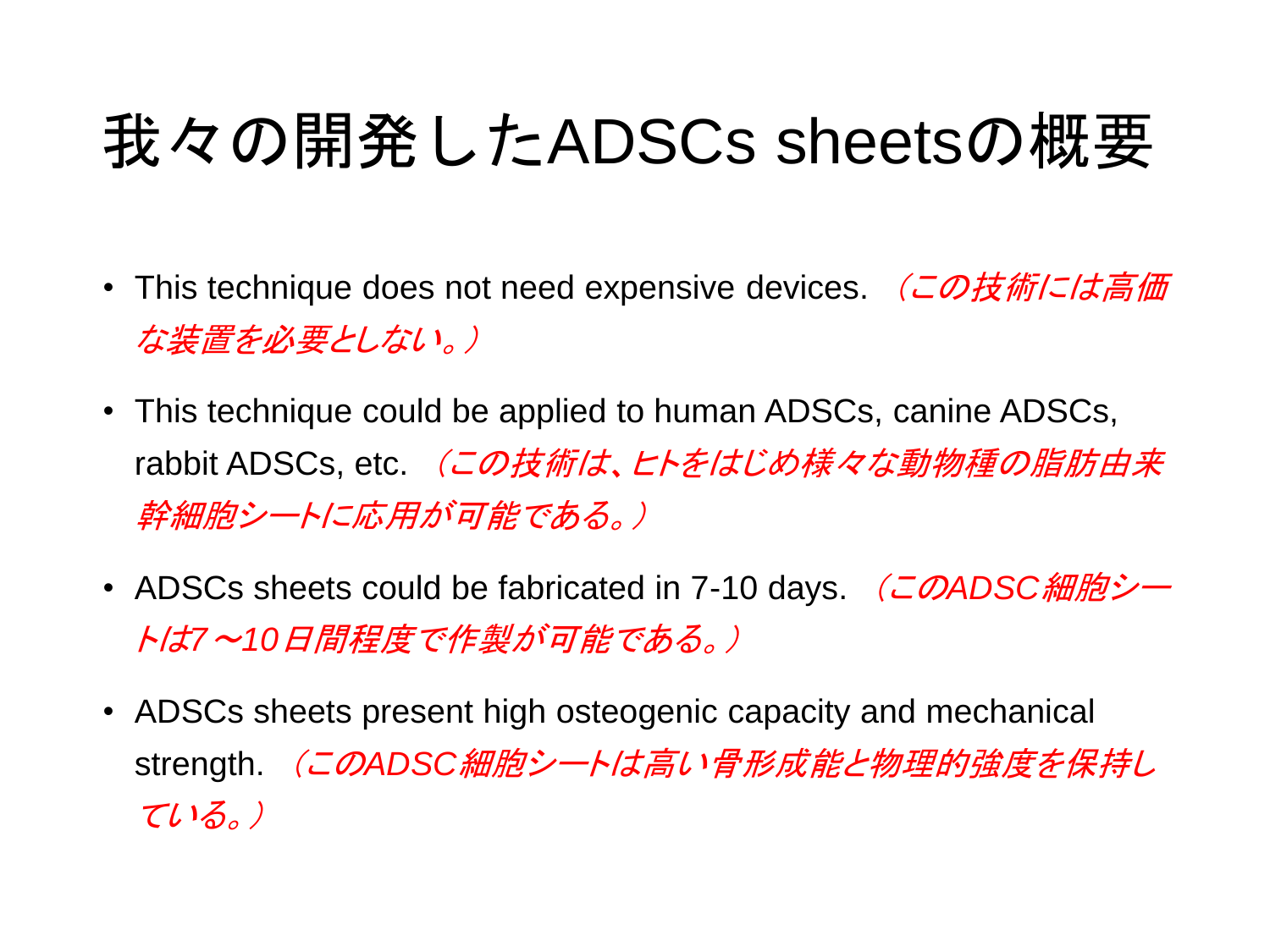# 我々の開発したADSCs sheetsの概要

- This technique does not need expensive devices. *（この技術には高価な装置を必要としない。）*
- This technique could be applied to human ADSCs, canine ADSCs, rabbit ADSCs, etc. *（この技術は、ヒトをはじめ様々な動物種の脂肪由来幹細胞シートに応用が可能である。）*
- ADSCs sheets could be fabricated in 7-10 days. *（このADSC細胞シートは7～10日間程度で作製が可能である。）*
- ADSCs sheets present high osteogenic capacity and mechanical strength. *（このADSC細胞シートは高い骨形成能と物理的強度を保持している。）*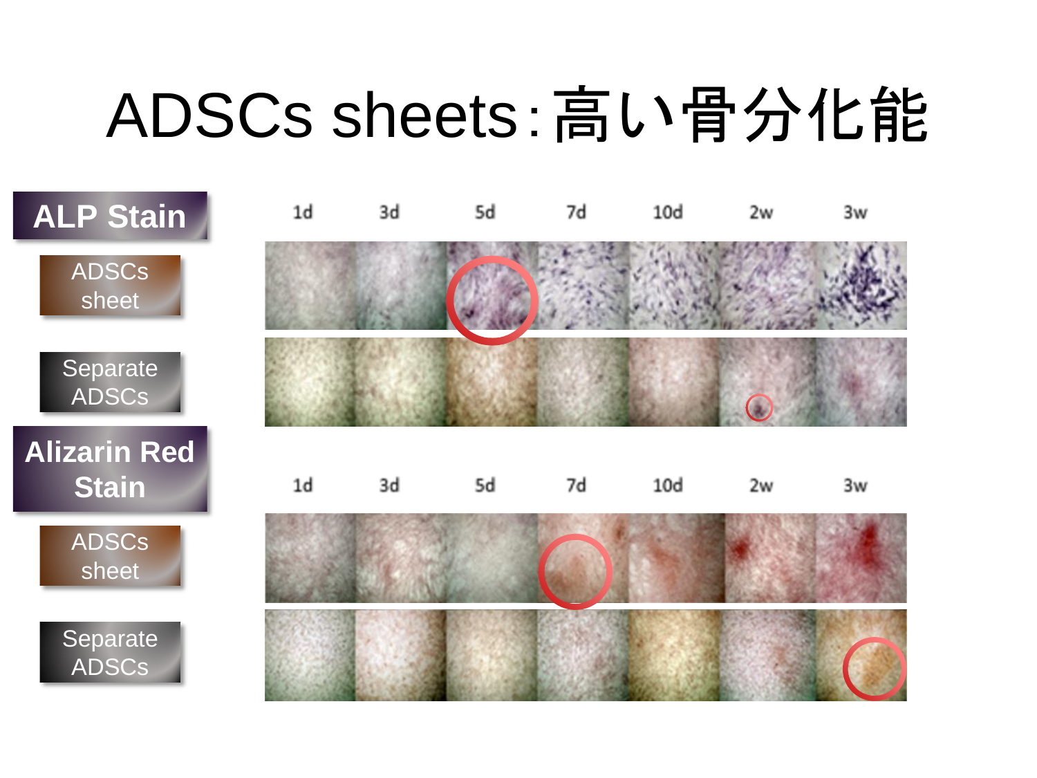# ADSCs sheets：高い骨分化能

**ALP Stain**

| | 1d | 3d | 5d | 7d | 10d | 2w | 3w |
|---|---|---|---|---|---|---|---|
| ADSCs sheet | | | | | | | |
| Separate ADSCs | | | | | | | |

**Alizarin Red Stain**

| | 1d | 3d | 5d | 7d | 10d | 2w | 3w |
|---|---|---|---|---|---|---|---|
| ADSCs sheet | | | | | | | |
| Separate ADSCs | | | | | | | |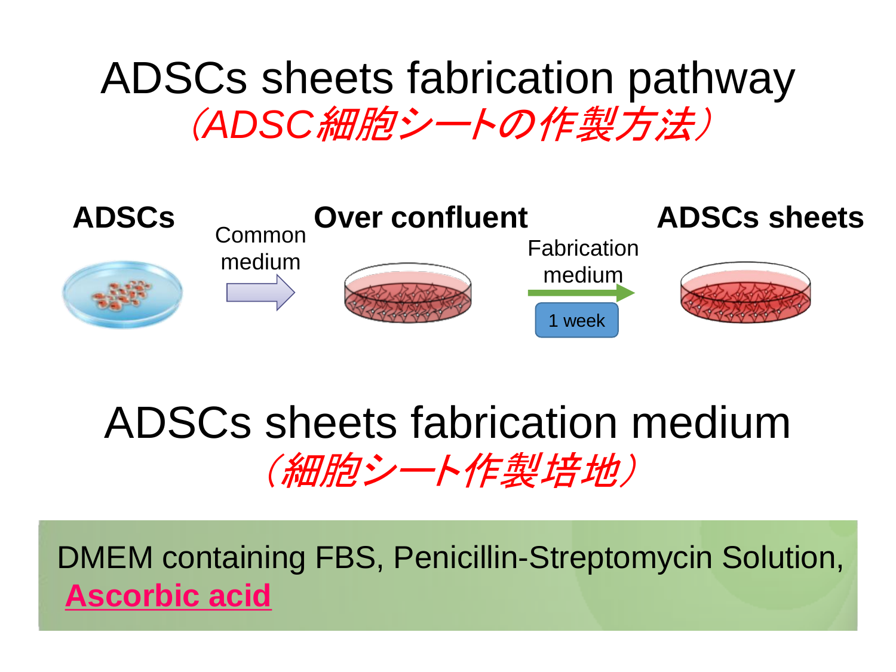# ADSCs sheets fabrication pathway

*(ADSC細胞シートの作製方法)*

**ADSCs** → Common medium → **Over confluent** → Fabrication medium (1 week) → **ADSCs sheets**

# ADSCs sheets fabrication medium

*(細胞シート作製培地)*

DMEM containing FBS, Penicillin-Streptomycin Solution, **Ascorbic acid**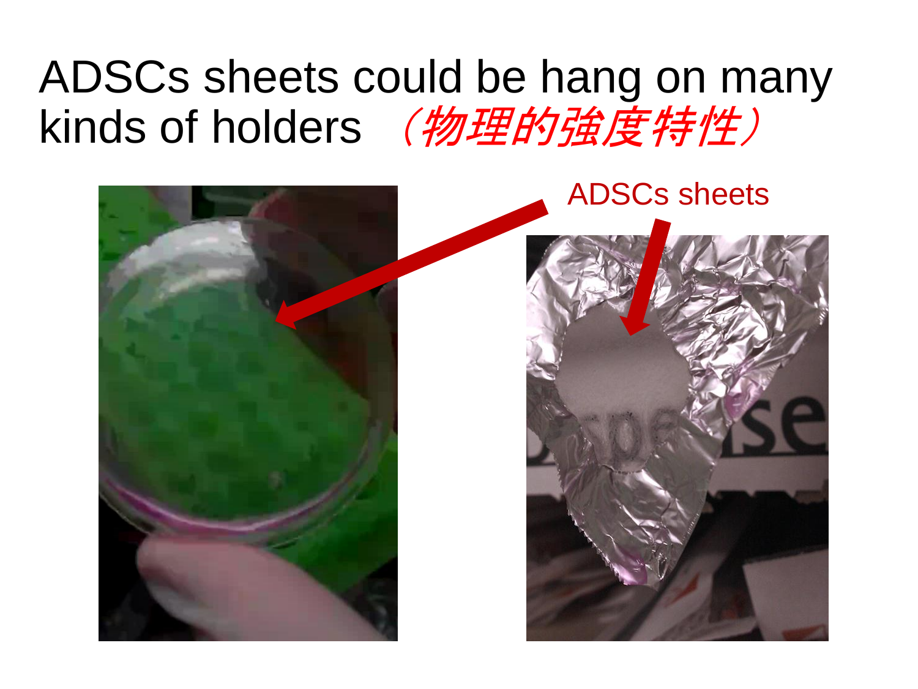# ADSCs sheets could be hang on many kinds of holders *（物理的強度特性）*

ADSCs sheets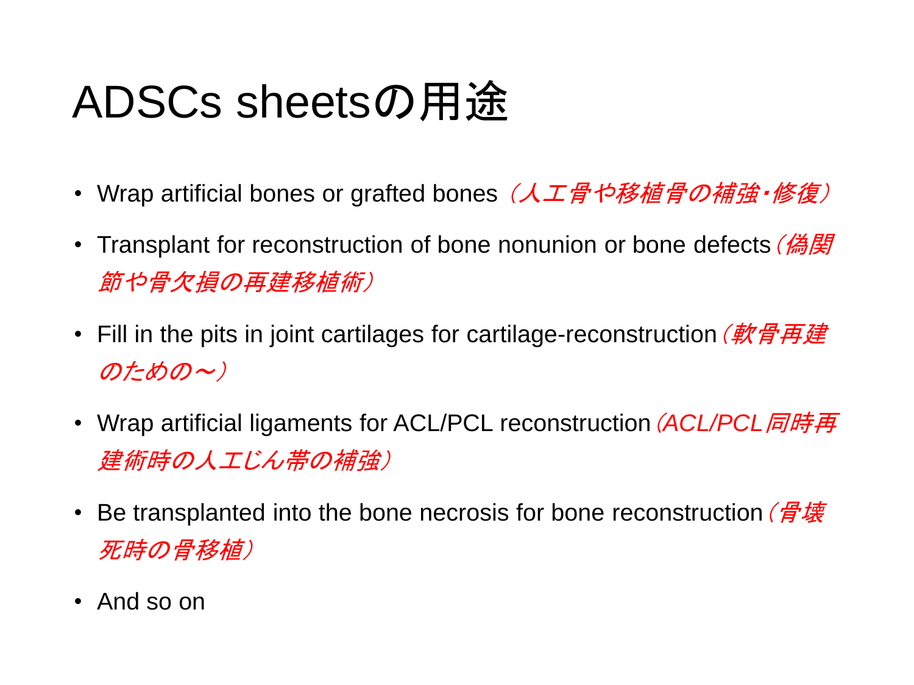# ADSCs sheetsの用途

- Wrap artificial bones or grafted bones *（人工骨や移植骨の補強・修復）*
- Transplant for reconstruction of bone nonunion or bone defects *（偽関節や骨欠損の再建移植術）*
- Fill in the pits in joint cartilages for cartilage-reconstruction *（軟骨再建のための～）*
- Wrap artificial ligaments for ACL/PCL reconstruction *（ACL/PCL同時再建術時の人工じん帯の補強）*
- Be transplanted into the bone necrosis for bone reconstruction *（骨壊死時の骨移植）*
- And so on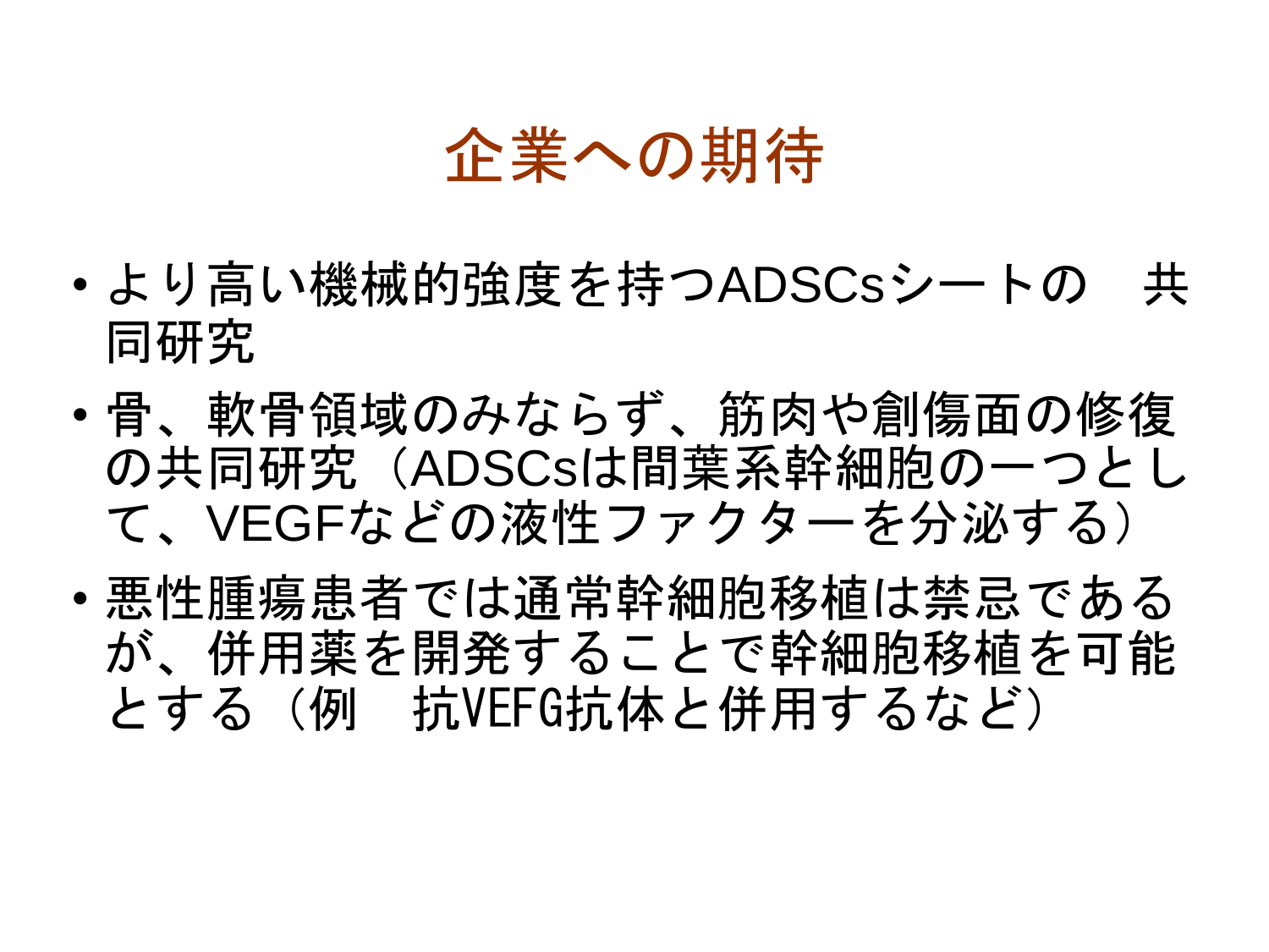# 企業への期待

- より高い機械的強度を持つADSCsシートの　共同研究
- 骨、軟骨領域のみならず、筋肉や創傷面の修復の共同研究（ADSCsは間葉系幹細胞の一つとして、VEGFなどの液性ファクターを分泌する）
- 悪性腫瘍患者では通常幹細胞移植は禁忌であるが、併用薬を開発することで幹細胞移植を可能とする（例　抗VEFG抗体と併用するなど）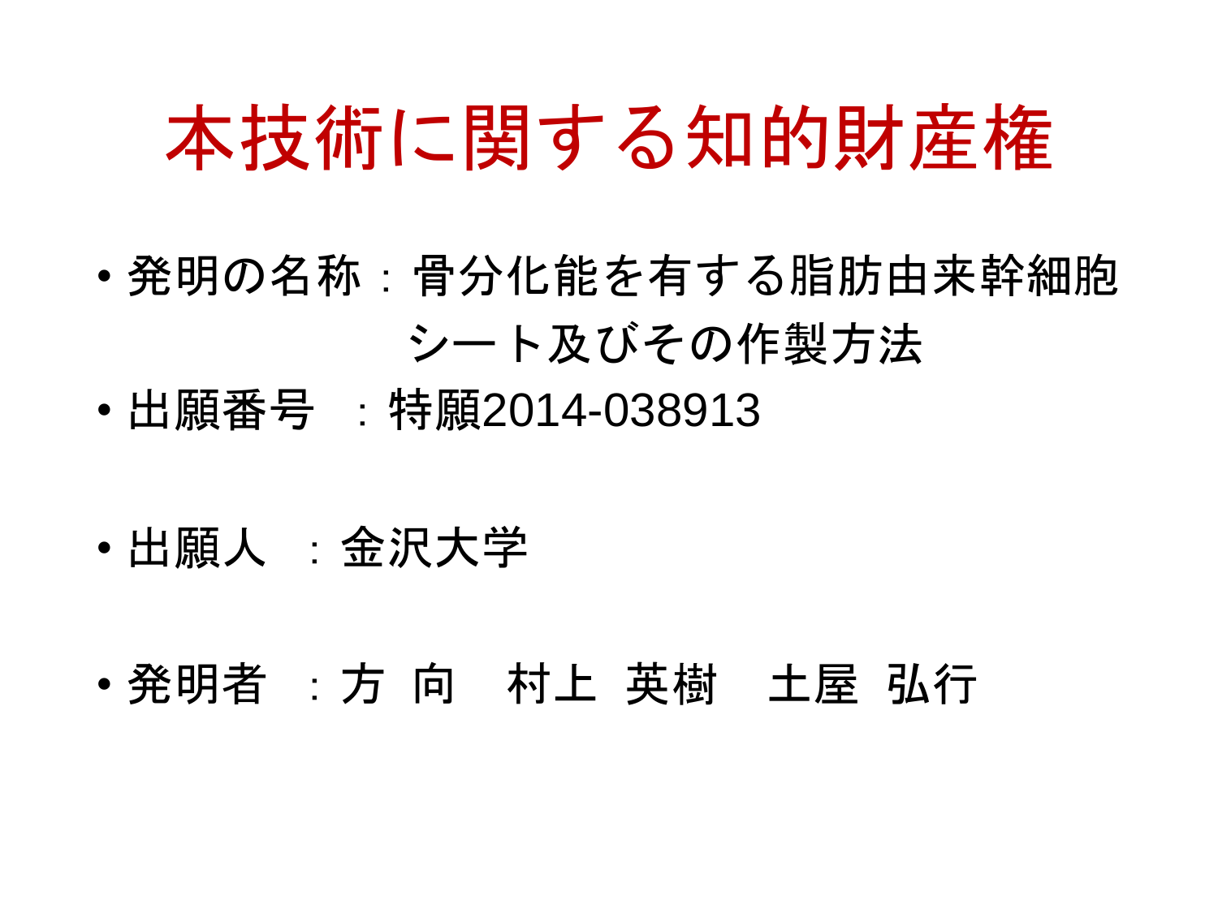# 本技術に関する知的財産権

- 発明の名称：骨分化能を有する脂肪由来幹細胞シート及びその作製方法
- 出願番号　：特願2014-038913
- 出願人　：金沢大学
- 発明者　：方 向　村上 英樹　土屋 弘行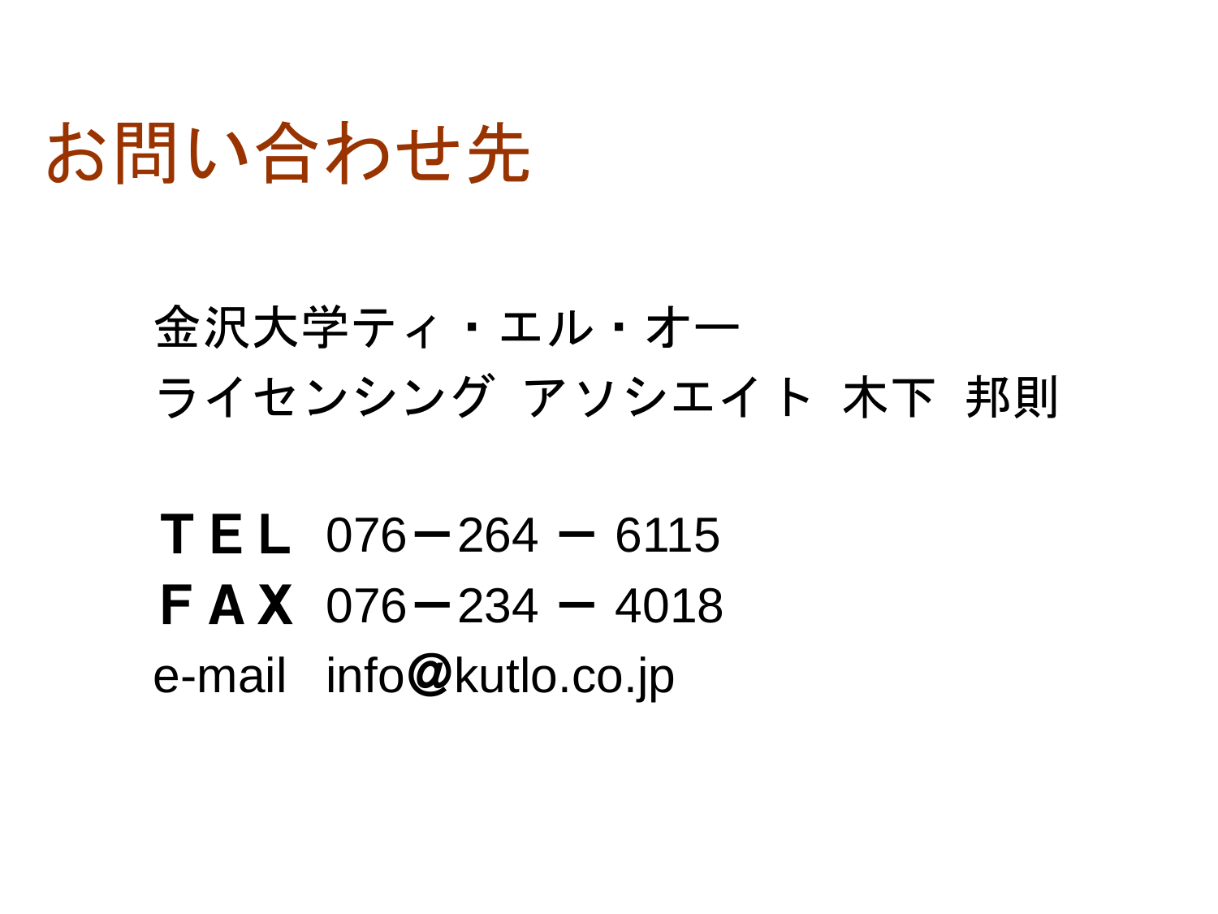# お問い合わせ先

金沢大学ティ・エル・オー

ライセンシング アソシエイト 木下 邦則

ＴＥＬ 076－264 － 6115

ＦＡＸ 076－234 － 4018

e-mail info＠kutlo.co.jp